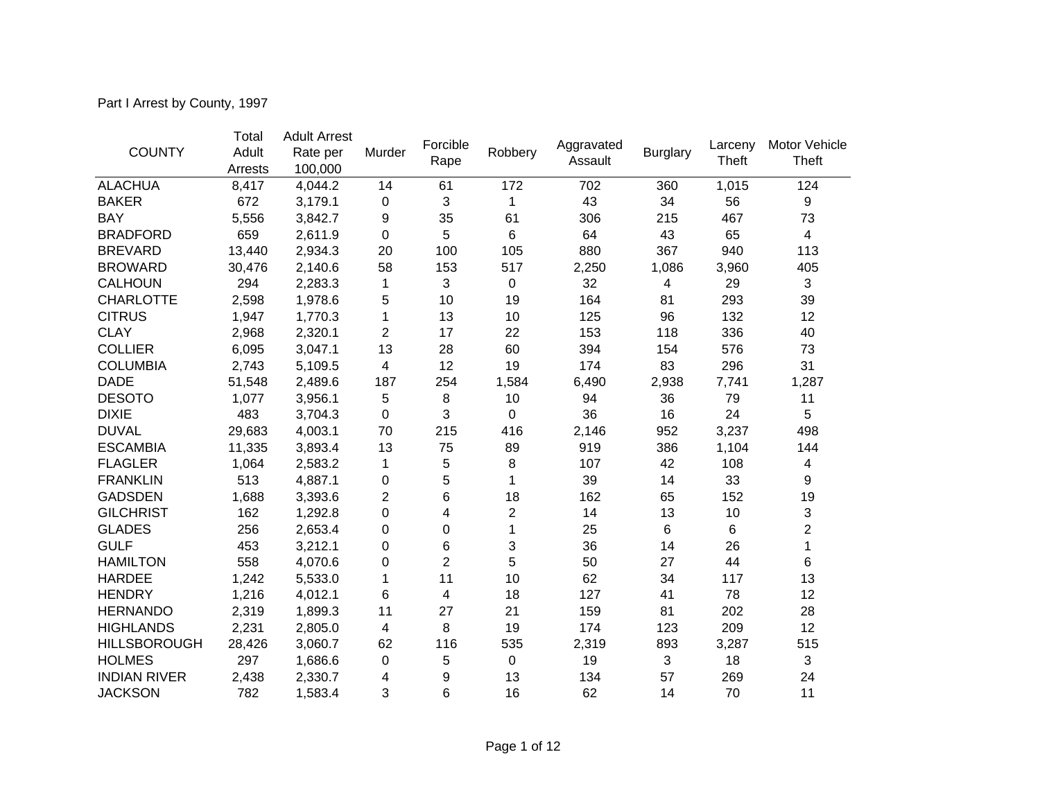Part I Arrest by County, 1997

| COUNTY | Total Adult Arrests | Adult Arrest Rate per 100,000 | Murder | Forcible Rape | Robbery | Aggravated Assault | Burglary | Larceny Theft | Motor Vehicle Theft |
|---|---|---|---|---|---|---|---|---|---|
| ALACHUA | 8,417 | 4,044.2 | 14 | 61 | 172 | 702 | 360 | 1,015 | 124 |
| BAKER | 672 | 3,179.1 | 0 | 3 | 1 | 43 | 34 | 56 | 9 |
| BAY | 5,556 | 3,842.7 | 9 | 35 | 61 | 306 | 215 | 467 | 73 |
| BRADFORD | 659 | 2,611.9 | 0 | 5 | 6 | 64 | 43 | 65 | 4 |
| BREVARD | 13,440 | 2,934.3 | 20 | 100 | 105 | 880 | 367 | 940 | 113 |
| BROWARD | 30,476 | 2,140.6 | 58 | 153 | 517 | 2,250 | 1,086 | 3,960 | 405 |
| CALHOUN | 294 | 2,283.3 | 1 | 3 | 0 | 32 | 4 | 29 | 3 |
| CHARLOTTE | 2,598 | 1,978.6 | 5 | 10 | 19 | 164 | 81 | 293 | 39 |
| CITRUS | 1,947 | 1,770.3 | 1 | 13 | 10 | 125 | 96 | 132 | 12 |
| CLAY | 2,968 | 2,320.1 | 2 | 17 | 22 | 153 | 118 | 336 | 40 |
| COLLIER | 6,095 | 3,047.1 | 13 | 28 | 60 | 394 | 154 | 576 | 73 |
| COLUMBIA | 2,743 | 5,109.5 | 4 | 12 | 19 | 174 | 83 | 296 | 31 |
| DADE | 51,548 | 2,489.6 | 187 | 254 | 1,584 | 6,490 | 2,938 | 7,741 | 1,287 |
| DESOTO | 1,077 | 3,956.1 | 5 | 8 | 10 | 94 | 36 | 79 | 11 |
| DIXIE | 483 | 3,704.3 | 0 | 3 | 0 | 36 | 16 | 24 | 5 |
| DUVAL | 29,683 | 4,003.1 | 70 | 215 | 416 | 2,146 | 952 | 3,237 | 498 |
| ESCAMBIA | 11,335 | 3,893.4 | 13 | 75 | 89 | 919 | 386 | 1,104 | 144 |
| FLAGLER | 1,064 | 2,583.2 | 1 | 5 | 8 | 107 | 42 | 108 | 4 |
| FRANKLIN | 513 | 4,887.1 | 0 | 5 | 1 | 39 | 14 | 33 | 9 |
| GADSDEN | 1,688 | 3,393.6 | 2 | 6 | 18 | 162 | 65 | 152 | 19 |
| GILCHRIST | 162 | 1,292.8 | 0 | 4 | 2 | 14 | 13 | 10 | 3 |
| GLADES | 256 | 2,653.4 | 0 | 0 | 1 | 25 | 6 | 6 | 2 |
| GULF | 453 | 3,212.1 | 0 | 6 | 3 | 36 | 14 | 26 | 1 |
| HAMILTON | 558 | 4,070.6 | 0 | 2 | 5 | 50 | 27 | 44 | 6 |
| HARDEE | 1,242 | 5,533.0 | 1 | 11 | 10 | 62 | 34 | 117 | 13 |
| HENDRY | 1,216 | 4,012.1 | 6 | 4 | 18 | 127 | 41 | 78 | 12 |
| HERNANDO | 2,319 | 1,899.3 | 11 | 27 | 21 | 159 | 81 | 202 | 28 |
| HIGHLANDS | 2,231 | 2,805.0 | 4 | 8 | 19 | 174 | 123 | 209 | 12 |
| HILLSBOROUGH | 28,426 | 3,060.7 | 62 | 116 | 535 | 2,319 | 893 | 3,287 | 515 |
| HOLMES | 297 | 1,686.6 | 0 | 5 | 0 | 19 | 3 | 18 | 3 |
| INDIAN RIVER | 2,438 | 2,330.7 | 4 | 9 | 13 | 134 | 57 | 269 | 24 |
| JACKSON | 782 | 1,583.4 | 3 | 6 | 16 | 62 | 14 | 70 | 11 |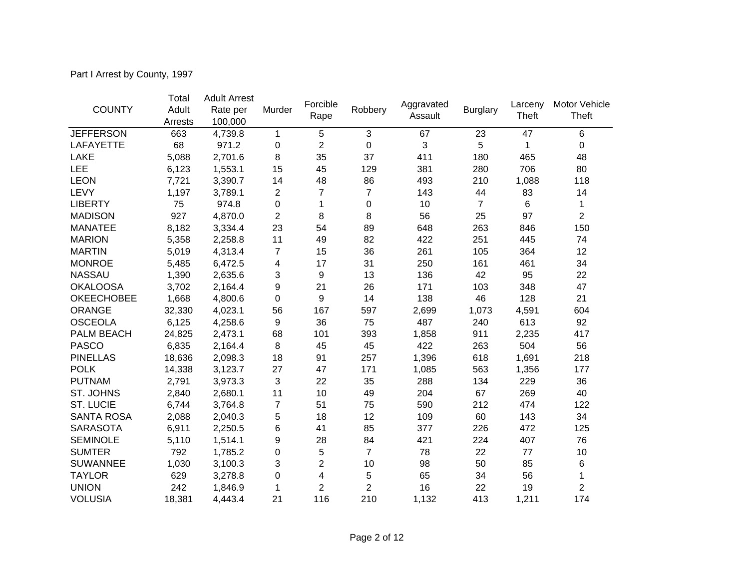Part I Arrest by County, 1997

| COUNTY | Total Adult Arrests | Adult Arrest Rate per 100,000 | Murder | Forcible Rape | Robbery | Aggravated Assault | Burglary | Larceny Theft | Motor Vehicle Theft |
|---|---|---|---|---|---|---|---|---|---|
| JEFFERSON | 663 | 4,739.8 | 1 | 5 | 3 | 67 | 23 | 47 | 6 |
| LAFAYETTE | 68 | 971.2 | 0 | 2 | 0 | 3 | 5 | 1 | 0 |
| LAKE | 5,088 | 2,701.6 | 8 | 35 | 37 | 411 | 180 | 465 | 48 |
| LEE | 6,123 | 1,553.1 | 15 | 45 | 129 | 381 | 280 | 706 | 80 |
| LEON | 7,721 | 3,390.7 | 14 | 48 | 86 | 493 | 210 | 1,088 | 118 |
| LEVY | 1,197 | 3,789.1 | 2 | 7 | 7 | 143 | 44 | 83 | 14 |
| LIBERTY | 75 | 974.8 | 0 | 1 | 0 | 10 | 7 | 6 | 1 |
| MADISON | 927 | 4,870.0 | 2 | 8 | 8 | 56 | 25 | 97 | 2 |
| MANATEE | 8,182 | 3,334.4 | 23 | 54 | 89 | 648 | 263 | 846 | 150 |
| MARION | 5,358 | 2,258.8 | 11 | 49 | 82 | 422 | 251 | 445 | 74 |
| MARTIN | 5,019 | 4,313.4 | 7 | 15 | 36 | 261 | 105 | 364 | 12 |
| MONROE | 5,485 | 6,472.5 | 4 | 17 | 31 | 250 | 161 | 461 | 34 |
| NASSAU | 1,390 | 2,635.6 | 3 | 9 | 13 | 136 | 42 | 95 | 22 |
| OKALOOSA | 3,702 | 2,164.4 | 9 | 21 | 26 | 171 | 103 | 348 | 47 |
| OKEECHOBEE | 1,668 | 4,800.6 | 0 | 9 | 14 | 138 | 46 | 128 | 21 |
| ORANGE | 32,330 | 4,023.1 | 56 | 167 | 597 | 2,699 | 1,073 | 4,591 | 604 |
| OSCEOLA | 6,125 | 4,258.6 | 9 | 36 | 75 | 487 | 240 | 613 | 92 |
| PALM BEACH | 24,825 | 2,473.1 | 68 | 101 | 393 | 1,858 | 911 | 2,235 | 417 |
| PASCO | 6,835 | 2,164.4 | 8 | 45 | 45 | 422 | 263 | 504 | 56 |
| PINELLAS | 18,636 | 2,098.3 | 18 | 91 | 257 | 1,396 | 618 | 1,691 | 218 |
| POLK | 14,338 | 3,123.7 | 27 | 47 | 171 | 1,085 | 563 | 1,356 | 177 |
| PUTNAM | 2,791 | 3,973.3 | 3 | 22 | 35 | 288 | 134 | 229 | 36 |
| ST. JOHNS | 2,840 | 2,680.1 | 11 | 10 | 49 | 204 | 67 | 269 | 40 |
| ST. LUCIE | 6,744 | 3,764.8 | 7 | 51 | 75 | 590 | 212 | 474 | 122 |
| SANTA ROSA | 2,088 | 2,040.3 | 5 | 18 | 12 | 109 | 60 | 143 | 34 |
| SARASOTA | 6,911 | 2,250.5 | 6 | 41 | 85 | 377 | 226 | 472 | 125 |
| SEMINOLE | 5,110 | 1,514.1 | 9 | 28 | 84 | 421 | 224 | 407 | 76 |
| SUMTER | 792 | 1,785.2 | 0 | 5 | 7 | 78 | 22 | 77 | 10 |
| SUWANNEE | 1,030 | 3,100.3 | 3 | 2 | 10 | 98 | 50 | 85 | 6 |
| TAYLOR | 629 | 3,278.8 | 0 | 4 | 5 | 65 | 34 | 56 | 1 |
| UNION | 242 | 1,846.9 | 1 | 2 | 2 | 16 | 22 | 19 | 2 |
| VOLUSIA | 18,381 | 4,443.4 | 21 | 116 | 210 | 1,132 | 413 | 1,211 | 174 |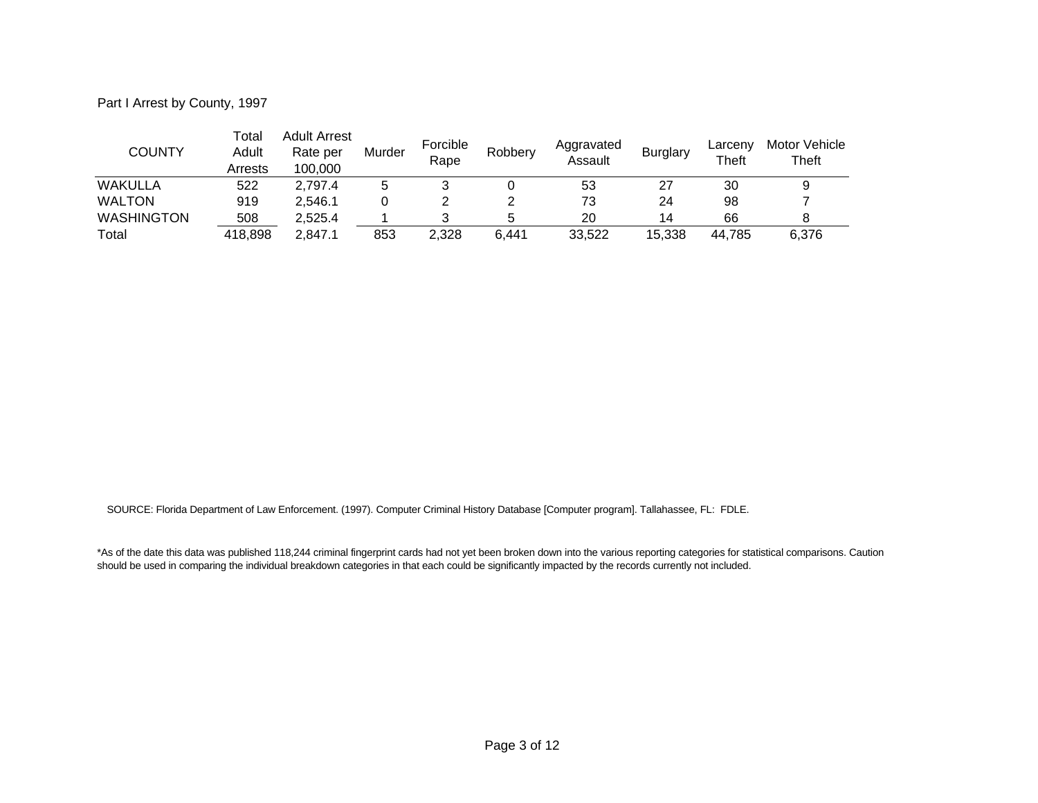Part I Arrest by County, 1997

| COUNTY | Total Adult Arrests | Adult Arrest Rate per 100,000 | Murder | Forcible Rape | Robbery | Aggravated Assault | Burglary | Larceny Theft | Motor Vehicle Theft |
|---|---|---|---|---|---|---|---|---|---|
| WAKULLA | 522 | 2,797.4 | 5 | 3 | 0 | 53 | 27 | 30 | 9 |
| WALTON | 919 | 2,546.1 | 0 | 2 | 2 | 73 | 24 | 98 | 7 |
| WASHINGTON | 508 | 2,525.4 | 1 | 3 | 5 | 20 | 14 | 66 | 8 |
| Total | 418,898 | 2,847.1 | 853 | 2,328 | 6,441 | 33,522 | 15,338 | 44,785 | 6,376 |

SOURCE: Florida Department of Law Enforcement. (1997). Computer Criminal History Database [Computer program]. Tallahassee, FL: FDLE.

*As of the date this data was published 118,244 criminal fingerprint cards had not yet been broken down into the various reporting categories for statistical comparisons. Caution should be used in comparing the individual breakdown categories in that each could be significantly impacted by the records currently not included.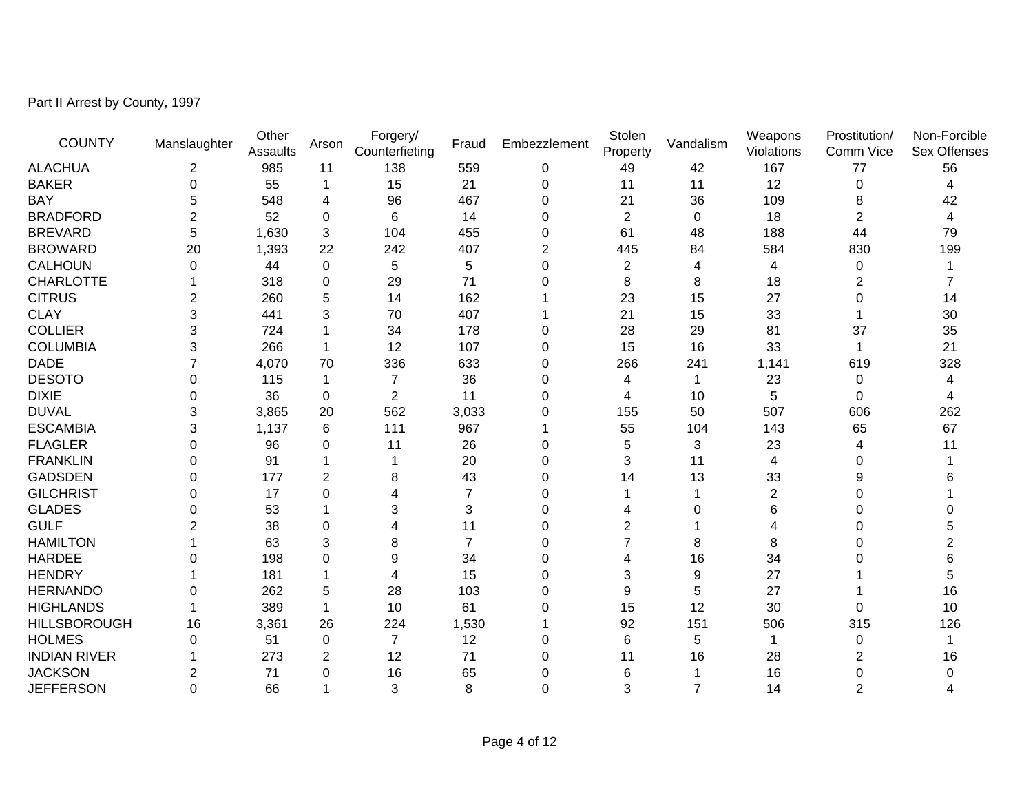Part II Arrest by County, 1997

| COUNTY | Manslaughter | Other Assaults | Arson | Forgery/ Counterfeiting | Fraud | Embezzlement | Stolen Property | Vandalism | Weapons Violations | Prostitution/ Comm Vice | Non-Forcible Sex Offenses |
|---|---|---|---|---|---|---|---|---|---|---|---|
| ALACHUA | 2 | 985 | 11 | 138 | 559 | 0 | 49 | 42 | 167 | 77 | 56 |
| BAKER | 0 | 55 | 1 | 15 | 21 | 0 | 11 | 11 | 12 | 0 | 4 |
| BAY | 5 | 548 | 4 | 96 | 467 | 0 | 21 | 36 | 109 | 8 | 42 |
| BRADFORD | 2 | 52 | 0 | 6 | 14 | 0 | 2 | 0 | 18 | 2 | 4 |
| BREVARD | 5 | 1,630 | 3 | 104 | 455 | 0 | 61 | 48 | 188 | 44 | 79 |
| BROWARD | 20 | 1,393 | 22 | 242 | 407 | 2 | 445 | 84 | 584 | 830 | 199 |
| CALHOUN | 0 | 44 | 0 | 5 | 5 | 0 | 2 | 4 | 4 | 0 | 1 |
| CHARLOTTE | 1 | 318 | 0 | 29 | 71 | 0 | 8 | 8 | 18 | 2 | 7 |
| CITRUS | 2 | 260 | 5 | 14 | 162 | 1 | 23 | 15 | 27 | 0 | 14 |
| CLAY | 3 | 441 | 3 | 70 | 407 | 1 | 21 | 15 | 33 | 1 | 30 |
| COLLIER | 3 | 724 | 1 | 34 | 178 | 0 | 28 | 29 | 81 | 37 | 35 |
| COLUMBIA | 3 | 266 | 1 | 12 | 107 | 0 | 15 | 16 | 33 | 1 | 21 |
| DADE | 7 | 4,070 | 70 | 336 | 633 | 0 | 266 | 241 | 1,141 | 619 | 328 |
| DESOTO | 0 | 115 | 1 | 7 | 36 | 0 | 4 | 1 | 23 | 0 | 4 |
| DIXIE | 0 | 36 | 0 | 2 | 11 | 0 | 4 | 10 | 5 | 0 | 4 |
| DUVAL | 3 | 3,865 | 20 | 562 | 3,033 | 0 | 155 | 50 | 507 | 606 | 262 |
| ESCAMBIA | 3 | 1,137 | 6 | 111 | 967 | 1 | 55 | 104 | 143 | 65 | 67 |
| FLAGLER | 0 | 96 | 0 | 11 | 26 | 0 | 5 | 3 | 23 | 4 | 11 |
| FRANKLIN | 0 | 91 | 1 | 1 | 20 | 0 | 3 | 11 | 4 | 0 | 1 |
| GADSDEN | 0 | 177 | 2 | 8 | 43 | 0 | 14 | 13 | 33 | 9 | 6 |
| GILCHRIST | 0 | 17 | 0 | 4 | 7 | 0 | 1 | 1 | 2 | 0 | 1 |
| GLADES | 0 | 53 | 1 | 3 | 3 | 0 | 4 | 0 | 6 | 0 | 0 |
| GULF | 2 | 38 | 0 | 4 | 11 | 0 | 2 | 1 | 4 | 0 | 5 |
| HAMILTON | 1 | 63 | 3 | 8 | 7 | 0 | 7 | 8 | 8 | 0 | 2 |
| HARDEE | 0 | 198 | 0 | 9 | 34 | 0 | 4 | 16 | 34 | 0 | 6 |
| HENDRY | 1 | 181 | 1 | 4 | 15 | 0 | 3 | 9 | 27 | 1 | 5 |
| HERNANDO | 0 | 262 | 5 | 28 | 103 | 0 | 9 | 5 | 27 | 1 | 16 |
| HIGHLANDS | 1 | 389 | 1 | 10 | 61 | 0 | 15 | 12 | 30 | 0 | 10 |
| HILLSBOROUGH | 16 | 3,361 | 26 | 224 | 1,530 | 1 | 92 | 151 | 506 | 315 | 126 |
| HOLMES | 0 | 51 | 0 | 7 | 12 | 0 | 6 | 5 | 1 | 0 | 1 |
| INDIAN RIVER | 1 | 273 | 2 | 12 | 71 | 0 | 11 | 16 | 28 | 2 | 16 |
| JACKSON | 2 | 71 | 0 | 16 | 65 | 0 | 6 | 1 | 16 | 0 | 0 |
| JEFFERSON | 0 | 66 | 1 | 3 | 8 | 0 | 3 | 7 | 14 | 2 | 4 |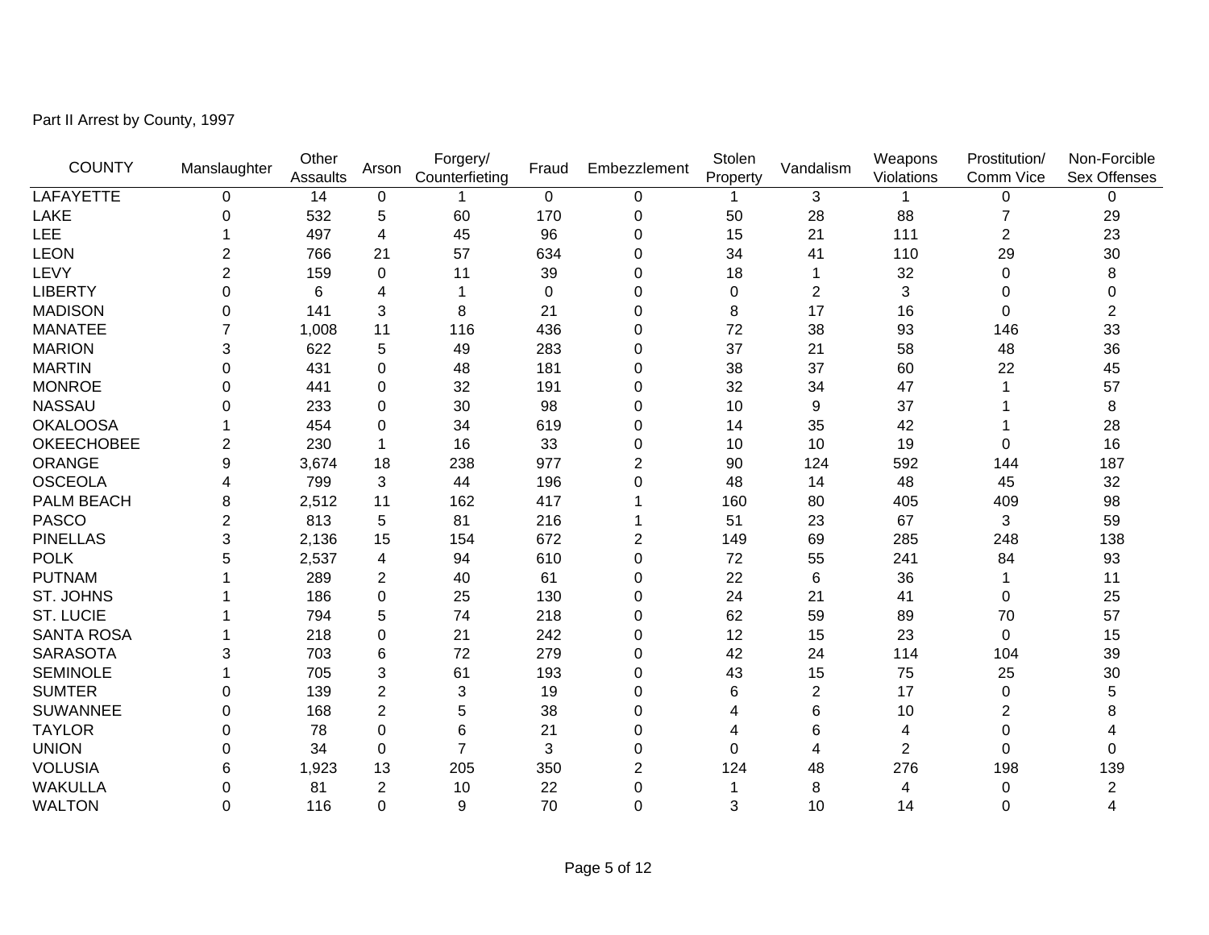Part II Arrest by County, 1997

| COUNTY | Manslaughter | Other Assaults | Arson | Forgery/ Counterfeiting | Fraud | Embezzlement | Stolen Property | Vandalism | Weapons Violations | Prostitution/ Comm Vice | Non-Forcible Sex Offenses |
|---|---|---|---|---|---|---|---|---|---|---|---|
| LAFAYETTE | 0 | 14 | 0 | 1 | 0 | 0 | 1 | 3 | 1 | 0 | 0 |
| LAKE | 0 | 532 | 5 | 60 | 170 | 0 | 50 | 28 | 88 | 7 | 29 |
| LEE | 1 | 497 | 4 | 45 | 96 | 0 | 15 | 21 | 111 | 2 | 23 |
| LEON | 2 | 766 | 21 | 57 | 634 | 0 | 34 | 41 | 110 | 29 | 30 |
| LEVY | 2 | 159 | 0 | 11 | 39 | 0 | 18 | 1 | 32 | 0 | 8 |
| LIBERTY | 0 | 6 | 4 | 1 | 0 | 0 | 0 | 2 | 3 | 0 | 0 |
| MADISON | 0 | 141 | 3 | 8 | 21 | 0 | 8 | 17 | 16 | 0 | 2 |
| MANATEE | 7 | 1,008 | 11 | 116 | 436 | 0 | 72 | 38 | 93 | 146 | 33 |
| MARION | 3 | 622 | 5 | 49 | 283 | 0 | 37 | 21 | 58 | 48 | 36 |
| MARTIN | 0 | 431 | 0 | 48 | 181 | 0 | 38 | 37 | 60 | 22 | 45 |
| MONROE | 0 | 441 | 0 | 32 | 191 | 0 | 32 | 34 | 47 | 1 | 57 |
| NASSAU | 0 | 233 | 0 | 30 | 98 | 0 | 10 | 9 | 37 | 1 | 8 |
| OKALOOSA | 1 | 454 | 0 | 34 | 619 | 0 | 14 | 35 | 42 | 1 | 28 |
| OKEECHOBEE | 2 | 230 | 1 | 16 | 33 | 0 | 10 | 10 | 19 | 0 | 16 |
| ORANGE | 9 | 3,674 | 18 | 238 | 977 | 2 | 90 | 124 | 592 | 144 | 187 |
| OSCEOLA | 4 | 799 | 3 | 44 | 196 | 0 | 48 | 14 | 48 | 45 | 32 |
| PALM BEACH | 8 | 2,512 | 11 | 162 | 417 | 1 | 160 | 80 | 405 | 409 | 98 |
| PASCO | 2 | 813 | 5 | 81 | 216 | 1 | 51 | 23 | 67 | 3 | 59 |
| PINELLAS | 3 | 2,136 | 15 | 154 | 672 | 2 | 149 | 69 | 285 | 248 | 138 |
| POLK | 5 | 2,537 | 4 | 94 | 610 | 0 | 72 | 55 | 241 | 84 | 93 |
| PUTNAM | 1 | 289 | 2 | 40 | 61 | 0 | 22 | 6 | 36 | 1 | 11 |
| ST. JOHNS | 1 | 186 | 0 | 25 | 130 | 0 | 24 | 21 | 41 | 0 | 25 |
| ST. LUCIE | 1 | 794 | 5 | 74 | 218 | 0 | 62 | 59 | 89 | 70 | 57 |
| SANTA ROSA | 1 | 218 | 0 | 21 | 242 | 0 | 12 | 15 | 23 | 0 | 15 |
| SARASOTA | 3 | 703 | 6 | 72 | 279 | 0 | 42 | 24 | 114 | 104 | 39 |
| SEMINOLE | 1 | 705 | 3 | 61 | 193 | 0 | 43 | 15 | 75 | 25 | 30 |
| SUMTER | 0 | 139 | 2 | 3 | 19 | 0 | 6 | 2 | 17 | 0 | 5 |
| SUWANNEE | 0 | 168 | 2 | 5 | 38 | 0 | 4 | 6 | 10 | 2 | 8 |
| TAYLOR | 0 | 78 | 0 | 6 | 21 | 0 | 4 | 6 | 4 | 0 | 4 |
| UNION | 0 | 34 | 0 | 7 | 3 | 0 | 0 | 4 | 2 | 0 | 0 |
| VOLUSIA | 6 | 1,923 | 13 | 205 | 350 | 2 | 124 | 48 | 276 | 198 | 139 |
| WAKULLA | 0 | 81 | 2 | 10 | 22 | 0 | 1 | 8 | 4 | 0 | 2 |
| WALTON | 0 | 116 | 0 | 9 | 70 | 0 | 3 | 10 | 14 | 0 | 4 |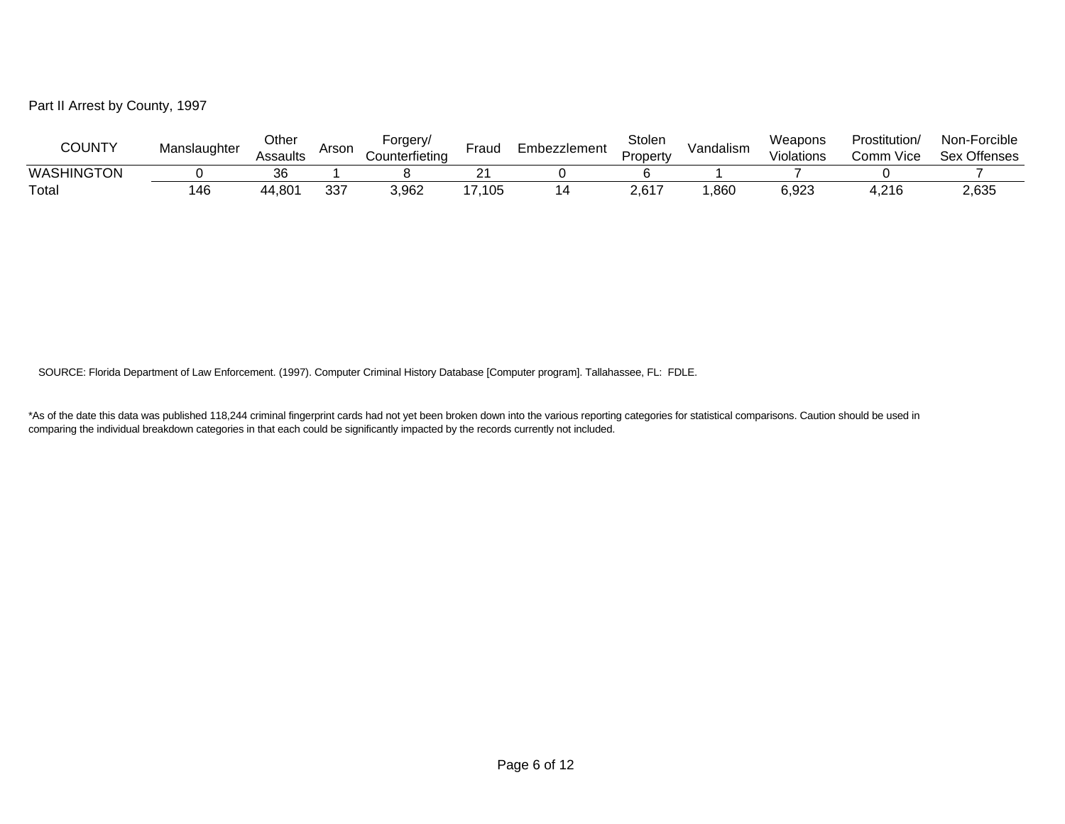Part II Arrest by County, 1997

| COUNTY | Manslaughter | Other Assaults | Arson | Forgery/ Counterfieting | Fraud | Embezzlement | Stolen Property | Vandalism | Weapons Violations | Prostitution/ Comm Vice | Non-Forcible Sex Offenses |
|---|---|---|---|---|---|---|---|---|---|---|---|
| WASHINGTON | 0 | 36 | 1 | 8 | 21 | 0 | 6 | 1 | 7 | 0 | 7 |
| Total | 146 | 44,801 | 337 | 3,962 | 17,105 | 14 | 2,617 | 1,860 | 6,923 | 4,216 | 2,635 |

SOURCE: Florida Department of Law Enforcement. (1997). Computer Criminal History Database [Computer program]. Tallahassee, FL: FDLE.

*As of the date this data was published 118,244 criminal fingerprint cards had not yet been broken down into the various reporting categories for statistical comparisons. Caution should be used in comparing the individual breakdown categories in that each could be significantly impacted by the records currently not included.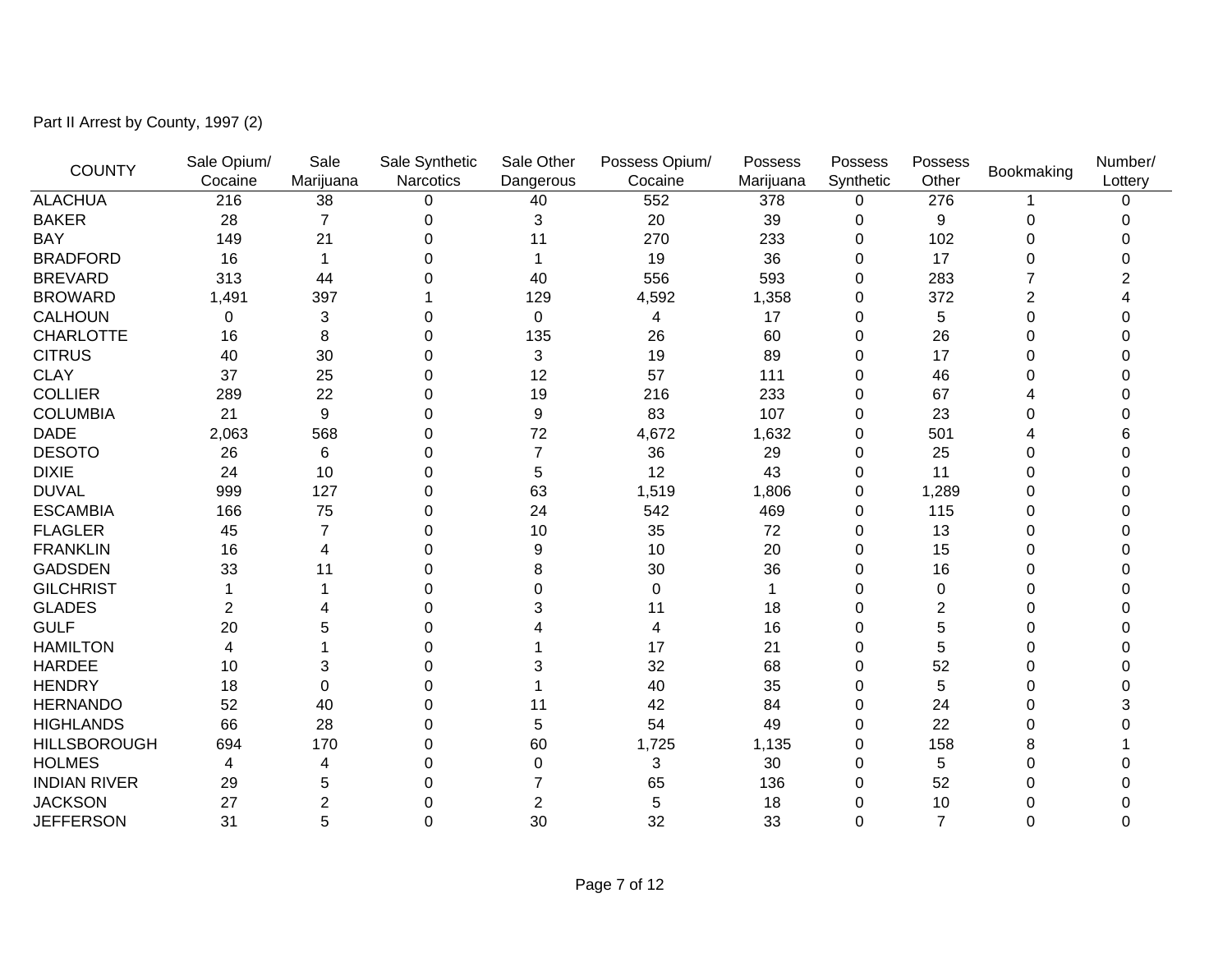Part II Arrest by County, 1997 (2)

| COUNTY | Sale Opium/ Cocaine | Sale Marijuana | Sale Synthetic Narcotics | Sale Other Dangerous | Possess Opium/ Cocaine | Possess Marijuana | Possess Synthetic | Possess Other | Bookmaking | Number/ Lottery |
|---|---|---|---|---|---|---|---|---|---|---|
| ALACHUA | 216 | 38 | 0 | 40 | 552 | 378 | 0 | 276 | 1 | 0 |
| BAKER | 28 | 7 | 0 | 3 | 20 | 39 | 0 | 9 | 0 | 0 |
| BAY | 149 | 21 | 0 | 11 | 270 | 233 | 0 | 102 | 0 | 0 |
| BRADFORD | 16 | 1 | 0 | 1 | 19 | 36 | 0 | 17 | 0 | 0 |
| BREVARD | 313 | 44 | 0 | 40 | 556 | 593 | 0 | 283 | 7 | 2 |
| BROWARD | 1,491 | 397 | 1 | 129 | 4,592 | 1,358 | 0 | 372 | 2 | 4 |
| CALHOUN | 0 | 3 | 0 | 0 | 4 | 17 | 0 | 5 | 0 | 0 |
| CHARLOTTE | 16 | 8 | 0 | 135 | 26 | 60 | 0 | 26 | 0 | 0 |
| CITRUS | 40 | 30 | 0 | 3 | 19 | 89 | 0 | 17 | 0 | 0 |
| CLAY | 37 | 25 | 0 | 12 | 57 | 111 | 0 | 46 | 0 | 0 |
| COLLIER | 289 | 22 | 0 | 19 | 216 | 233 | 0 | 67 | 4 | 0 |
| COLUMBIA | 21 | 9 | 0 | 9 | 83 | 107 | 0 | 23 | 0 | 0 |
| DADE | 2,063 | 568 | 0 | 72 | 4,672 | 1,632 | 0 | 501 | 4 | 6 |
| DESOTO | 26 | 6 | 0 | 7 | 36 | 29 | 0 | 25 | 0 | 0 |
| DIXIE | 24 | 10 | 0 | 5 | 12 | 43 | 0 | 11 | 0 | 0 |
| DUVAL | 999 | 127 | 0 | 63 | 1,519 | 1,806 | 0 | 1,289 | 0 | 0 |
| ESCAMBIA | 166 | 75 | 0 | 24 | 542 | 469 | 0 | 115 | 0 | 0 |
| FLAGLER | 45 | 7 | 0 | 10 | 35 | 72 | 0 | 13 | 0 | 0 |
| FRANKLIN | 16 | 4 | 0 | 9 | 10 | 20 | 0 | 15 | 0 | 0 |
| GADSDEN | 33 | 11 | 0 | 8 | 30 | 36 | 0 | 16 | 0 | 0 |
| GILCHRIST | 1 | 1 | 0 | 0 | 0 | 1 | 0 | 0 | 0 | 0 |
| GLADES | 2 | 4 | 0 | 3 | 11 | 18 | 0 | 2 | 0 | 0 |
| GULF | 20 | 5 | 0 | 4 | 4 | 16 | 0 | 5 | 0 | 0 |
| HAMILTON | 4 | 1 | 0 | 1 | 17 | 21 | 0 | 5 | 0 | 0 |
| HARDEE | 10 | 3 | 0 | 3 | 32 | 68 | 0 | 52 | 0 | 0 |
| HENDRY | 18 | 0 | 0 | 1 | 40 | 35 | 0 | 5 | 0 | 0 |
| HERNANDO | 52 | 40 | 0 | 11 | 42 | 84 | 0 | 24 | 0 | 3 |
| HIGHLANDS | 66 | 28 | 0 | 5 | 54 | 49 | 0 | 22 | 0 | 0 |
| HILLSBOROUGH | 694 | 170 | 0 | 60 | 1,725 | 1,135 | 0 | 158 | 8 | 1 |
| HOLMES | 4 | 4 | 0 | 0 | 3 | 30 | 0 | 5 | 0 | 0 |
| INDIAN RIVER | 29 | 5 | 0 | 7 | 65 | 136 | 0 | 52 | 0 | 0 |
| JACKSON | 27 | 2 | 0 | 2 | 5 | 18 | 0 | 10 | 0 | 0 |
| JEFFERSON | 31 | 5 | 0 | 30 | 32 | 33 | 0 | 7 | 0 | 0 |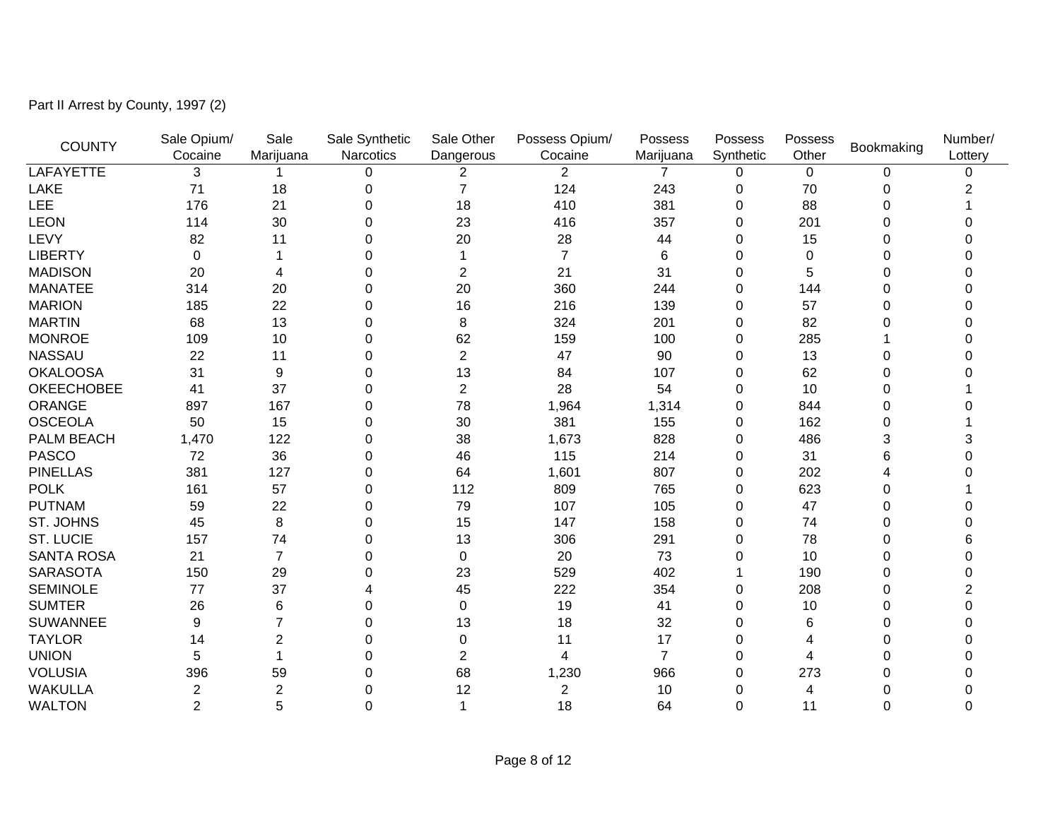Part II Arrest by County, 1997 (2)

| COUNTY | Sale Opium/ Cocaine | Sale Marijuana | Sale Synthetic Narcotics | Sale Other Dangerous | Possess Opium/ Cocaine | Possess Marijuana | Possess Synthetic | Possess Other | Bookmaking | Number/ Lottery |
|---|---|---|---|---|---|---|---|---|---|---|
| LAFAYETTE | 3 | 1 | 0 | 2 | 2 | 7 | 0 | 0 | 0 | 0 |
| LAKE | 71 | 18 | 0 | 7 | 124 | 243 | 0 | 70 | 0 | 2 |
| LEE | 176 | 21 | 0 | 18 | 410 | 381 | 0 | 88 | 0 | 1 |
| LEON | 114 | 30 | 0 | 23 | 416 | 357 | 0 | 201 | 0 | 0 |
| LEVY | 82 | 11 | 0 | 20 | 28 | 44 | 0 | 15 | 0 | 0 |
| LIBERTY | 0 | 1 | 0 | 1 | 7 | 6 | 0 | 0 | 0 | 0 |
| MADISON | 20 | 4 | 0 | 2 | 21 | 31 | 0 | 5 | 0 | 0 |
| MANATEE | 314 | 20 | 0 | 20 | 360 | 244 | 0 | 144 | 0 | 0 |
| MARION | 185 | 22 | 0 | 16 | 216 | 139 | 0 | 57 | 0 | 0 |
| MARTIN | 68 | 13 | 0 | 8 | 324 | 201 | 0 | 82 | 0 | 0 |
| MONROE | 109 | 10 | 0 | 62 | 159 | 100 | 0 | 285 | 1 | 0 |
| NASSAU | 22 | 11 | 0 | 2 | 47 | 90 | 0 | 13 | 0 | 0 |
| OKALOOSA | 31 | 9 | 0 | 13 | 84 | 107 | 0 | 62 | 0 | 0 |
| OKEECHOBEE | 41 | 37 | 0 | 2 | 28 | 54 | 0 | 10 | 0 | 1 |
| ORANGE | 897 | 167 | 0 | 78 | 1,964 | 1,314 | 0 | 844 | 0 | 0 |
| OSCEOLA | 50 | 15 | 0 | 30 | 381 | 155 | 0 | 162 | 0 | 1 |
| PALM BEACH | 1,470 | 122 | 0 | 38 | 1,673 | 828 | 0 | 486 | 3 | 3 |
| PASCO | 72 | 36 | 0 | 46 | 115 | 214 | 0 | 31 | 6 | 0 |
| PINELLAS | 381 | 127 | 0 | 64 | 1,601 | 807 | 0 | 202 | 4 | 0 |
| POLK | 161 | 57 | 0 | 112 | 809 | 765 | 0 | 623 | 0 | 1 |
| PUTNAM | 59 | 22 | 0 | 79 | 107 | 105 | 0 | 47 | 0 | 0 |
| ST. JOHNS | 45 | 8 | 0 | 15 | 147 | 158 | 0 | 74 | 0 | 0 |
| ST. LUCIE | 157 | 74 | 0 | 13 | 306 | 291 | 0 | 78 | 0 | 6 |
| SANTA ROSA | 21 | 7 | 0 | 0 | 20 | 73 | 0 | 10 | 0 | 0 |
| SARASOTA | 150 | 29 | 0 | 23 | 529 | 402 | 1 | 190 | 0 | 0 |
| SEMINOLE | 77 | 37 | 4 | 45 | 222 | 354 | 0 | 208 | 0 | 2 |
| SUMTER | 26 | 6 | 0 | 0 | 19 | 41 | 0 | 10 | 0 | 0 |
| SUWANNEE | 9 | 7 | 0 | 13 | 18 | 32 | 0 | 6 | 0 | 0 |
| TAYLOR | 14 | 2 | 0 | 0 | 11 | 17 | 0 | 4 | 0 | 0 |
| UNION | 5 | 1 | 0 | 2 | 4 | 7 | 0 | 4 | 0 | 0 |
| VOLUSIA | 396 | 59 | 0 | 68 | 1,230 | 966 | 0 | 273 | 0 | 0 |
| WAKULLA | 2 | 2 | 0 | 12 | 2 | 10 | 0 | 4 | 0 | 0 |
| WALTON | 2 | 5 | 0 | 1 | 18 | 64 | 0 | 11 | 0 | 0 |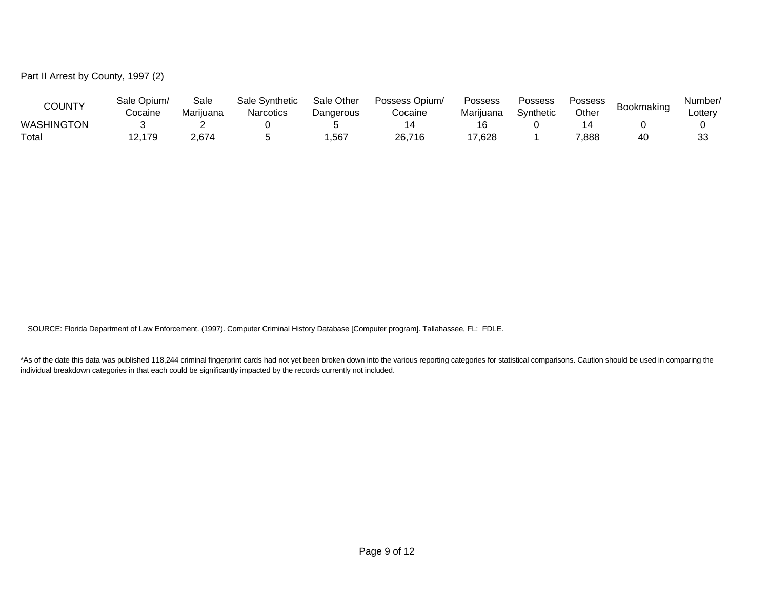Part II Arrest by County, 1997 (2)

| COUNTY | Sale Opium/ Cocaine | Sale Marijuana | Sale Synthetic Narcotics | Sale Other Dangerous | Possess Opium/ Cocaine | Possess Marijuana | Possess Synthetic | Possess Other | Bookmaking | Number/ Lottery |
|---|---|---|---|---|---|---|---|---|---|---|
| WASHINGTON | 3 | 2 | 0 | 5 | 14 | 16 | 0 | 14 | 0 | 0 |
| Total | 12,179 | 2,674 | 5 | 1,567 | 26,716 | 17,628 | 1 | 7,888 | 40 | 33 |

SOURCE: Florida Department of Law Enforcement. (1997). Computer Criminal History Database [Computer program]. Tallahassee, FL: FDLE.

*As of the date this data was published 118,244 criminal fingerprint cards had not yet been broken down into the various reporting categories for statistical comparisons. Caution should be used in comparing the individual breakdown categories in that each could be significantly impacted by the records currently not included.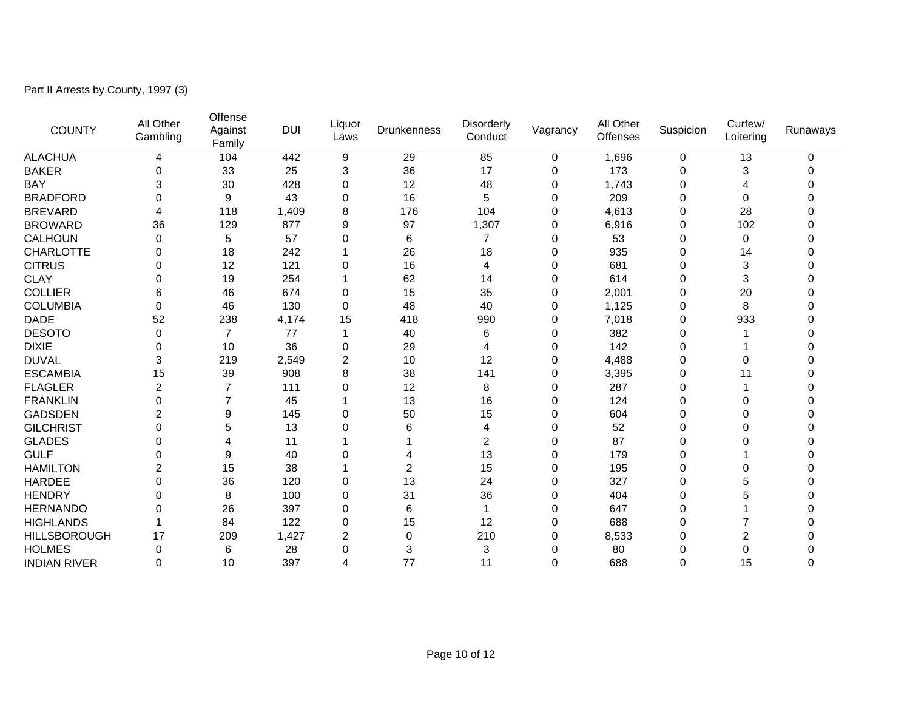Part II Arrests by County, 1997 (3)

| COUNTY | All Other Gambling | Offense Against Family | DUI | Liquor Laws | Drunkenness | Disorderly Conduct | Vagrancy | All Other Offenses | Suspicion | Curfew/ Loitering | Runaways |
|---|---|---|---|---|---|---|---|---|---|---|---|
| ALACHUA | 4 | 104 | 442 | 9 | 29 | 85 | 0 | 1,696 | 0 | 13 | 0 |
| BAKER | 0 | 33 | 25 | 3 | 36 | 17 | 0 | 173 | 0 | 3 | 0 |
| BAY | 3 | 30 | 428 | 0 | 12 | 48 | 0 | 1,743 | 0 | 4 | 0 |
| BRADFORD | 0 | 9 | 43 | 0 | 16 | 5 | 0 | 209 | 0 | 0 | 0 |
| BREVARD | 4 | 118 | 1,409 | 8 | 176 | 104 | 0 | 4,613 | 0 | 28 | 0 |
| BROWARD | 36 | 129 | 877 | 9 | 97 | 1,307 | 0 | 6,916 | 0 | 102 | 0 |
| CALHOUN | 0 | 5 | 57 | 0 | 6 | 7 | 0 | 53 | 0 | 0 | 0 |
| CHARLOTTE | 0 | 18 | 242 | 1 | 26 | 18 | 0 | 935 | 0 | 14 | 0 |
| CITRUS | 0 | 12 | 121 | 0 | 16 | 4 | 0 | 681 | 0 | 3 | 0 |
| CLAY | 0 | 19 | 254 | 1 | 62 | 14 | 0 | 614 | 0 | 3 | 0 |
| COLLIER | 6 | 46 | 674 | 0 | 15 | 35 | 0 | 2,001 | 0 | 20 | 0 |
| COLUMBIA | 0 | 46 | 130 | 0 | 48 | 40 | 0 | 1,125 | 0 | 8 | 0 |
| DADE | 52 | 238 | 4,174 | 15 | 418 | 990 | 0 | 7,018 | 0 | 933 | 0 |
| DESOTO | 0 | 7 | 77 | 1 | 40 | 6 | 0 | 382 | 0 | 1 | 0 |
| DIXIE | 0 | 10 | 36 | 0 | 29 | 4 | 0 | 142 | 0 | 1 | 0 |
| DUVAL | 3 | 219 | 2,549 | 2 | 10 | 12 | 0 | 4,488 | 0 | 0 | 0 |
| ESCAMBIA | 15 | 39 | 908 | 8 | 38 | 141 | 0 | 3,395 | 0 | 11 | 0 |
| FLAGLER | 2 | 7 | 111 | 0 | 12 | 8 | 0 | 287 | 0 | 1 | 0 |
| FRANKLIN | 0 | 7 | 45 | 1 | 13 | 16 | 0 | 124 | 0 | 0 | 0 |
| GADSDEN | 2 | 9 | 145 | 0 | 50 | 15 | 0 | 604 | 0 | 0 | 0 |
| GILCHRIST | 0 | 5 | 13 | 0 | 6 | 4 | 0 | 52 | 0 | 0 | 0 |
| GLADES | 0 | 4 | 11 | 1 | 1 | 2 | 0 | 87 | 0 | 0 | 0 |
| GULF | 0 | 9 | 40 | 0 | 4 | 13 | 0 | 179 | 0 | 1 | 0 |
| HAMILTON | 2 | 15 | 38 | 1 | 2 | 15 | 0 | 195 | 0 | 0 | 0 |
| HARDEE | 0 | 36 | 120 | 0 | 13 | 24 | 0 | 327 | 0 | 5 | 0 |
| HENDRY | 0 | 8 | 100 | 0 | 31 | 36 | 0 | 404 | 0 | 5 | 0 |
| HERNANDO | 0 | 26 | 397 | 0 | 6 | 1 | 0 | 647 | 0 | 1 | 0 |
| HIGHLANDS | 1 | 84 | 122 | 0 | 15 | 12 | 0 | 688 | 0 | 7 | 0 |
| HILLSBOROUGH | 17 | 209 | 1,427 | 2 | 0 | 210 | 0 | 8,533 | 0 | 2 | 0 |
| HOLMES | 0 | 6 | 28 | 0 | 3 | 3 | 0 | 80 | 0 | 0 | 0 |
| INDIAN RIVER | 0 | 10 | 397 | 4 | 77 | 11 | 0 | 688 | 0 | 15 | 0 |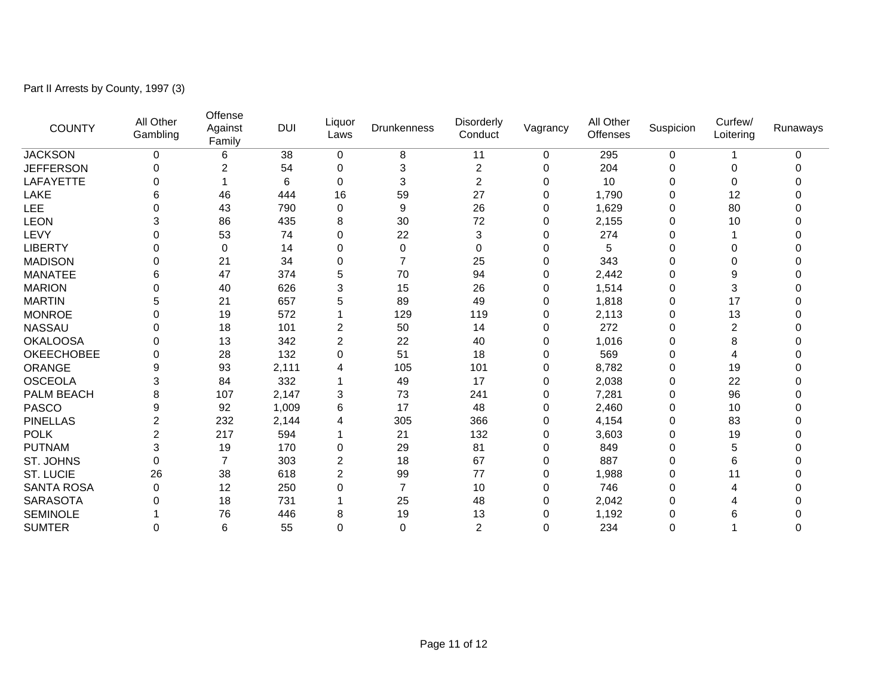Part II Arrests by County, 1997 (3)

| COUNTY | All Other Gambling | Offense Against Family | DUI | Liquor Laws | Drunkenness | Disorderly Conduct | Vagrancy | All Other Offenses | Suspicion | Curfew/ Loitering | Runaways |
|---|---|---|---|---|---|---|---|---|---|---|---|
| JACKSON | 0 | 6 | 38 | 0 | 8 | 11 | 0 | 295 | 0 | 1 | 0 |
| JEFFERSON | 0 | 2 | 54 | 0 | 3 | 2 | 0 | 204 | 0 | 0 | 0 |
| LAFAYETTE | 0 | 1 | 6 | 0 | 3 | 2 | 0 | 10 | 0 | 0 | 0 |
| LAKE | 6 | 46 | 444 | 16 | 59 | 27 | 0 | 1,790 | 0 | 12 | 0 |
| LEE | 0 | 43 | 790 | 0 | 9 | 26 | 0 | 1,629 | 0 | 80 | 0 |
| LEON | 3 | 86 | 435 | 8 | 30 | 72 | 0 | 2,155 | 0 | 10 | 0 |
| LEVY | 0 | 53 | 74 | 0 | 22 | 3 | 0 | 274 | 0 | 1 | 0 |
| LIBERTY | 0 | 0 | 14 | 0 | 0 | 0 | 0 | 5 | 0 | 0 | 0 |
| MADISON | 0 | 21 | 34 | 0 | 7 | 25 | 0 | 343 | 0 | 0 | 0 |
| MANATEE | 6 | 47 | 374 | 5 | 70 | 94 | 0 | 2,442 | 0 | 9 | 0 |
| MARION | 0 | 40 | 626 | 3 | 15 | 26 | 0 | 1,514 | 0 | 3 | 0 |
| MARTIN | 5 | 21 | 657 | 5 | 89 | 49 | 0 | 1,818 | 0 | 17 | 0 |
| MONROE | 0 | 19 | 572 | 1 | 129 | 119 | 0 | 2,113 | 0 | 13 | 0 |
| NASSAU | 0 | 18 | 101 | 2 | 50 | 14 | 0 | 272 | 0 | 2 | 0 |
| OKALOOSA | 0 | 13 | 342 | 2 | 22 | 40 | 0 | 1,016 | 0 | 8 | 0 |
| OKEECHOBEE | 0 | 28 | 132 | 0 | 51 | 18 | 0 | 569 | 0 | 4 | 0 |
| ORANGE | 9 | 93 | 2,111 | 4 | 105 | 101 | 0 | 8,782 | 0 | 19 | 0 |
| OSCEOLA | 3 | 84 | 332 | 1 | 49 | 17 | 0 | 2,038 | 0 | 22 | 0 |
| PALM BEACH | 8 | 107 | 2,147 | 3 | 73 | 241 | 0 | 7,281 | 0 | 96 | 0 |
| PASCO | 9 | 92 | 1,009 | 6 | 17 | 48 | 0 | 2,460 | 0 | 10 | 0 |
| PINELLAS | 2 | 232 | 2,144 | 4 | 305 | 366 | 0 | 4,154 | 0 | 83 | 0 |
| POLK | 2 | 217 | 594 | 1 | 21 | 132 | 0 | 3,603 | 0 | 19 | 0 |
| PUTNAM | 3 | 19 | 170 | 0 | 29 | 81 | 0 | 849 | 0 | 5 | 0 |
| ST. JOHNS | 0 | 7 | 303 | 2 | 18 | 67 | 0 | 887 | 0 | 6 | 0 |
| ST. LUCIE | 26 | 38 | 618 | 2 | 99 | 77 | 0 | 1,988 | 0 | 11 | 0 |
| SANTA ROSA | 0 | 12 | 250 | 0 | 7 | 10 | 0 | 746 | 0 | 4 | 0 |
| SARASOTA | 0 | 18 | 731 | 1 | 25 | 48 | 0 | 2,042 | 0 | 4 | 0 |
| SEMINOLE | 1 | 76 | 446 | 8 | 19 | 13 | 0 | 1,192 | 0 | 6 | 0 |
| SUMTER | 0 | 6 | 55 | 0 | 0 | 2 | 0 | 234 | 0 | 1 | 0 |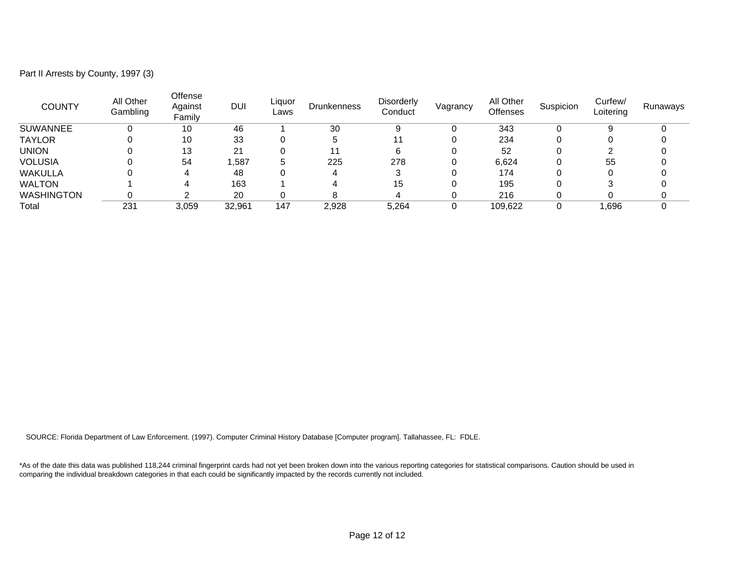Part II Arrests by County, 1997 (3)

| COUNTY | All Other Gambling | Offense Against Family | DUI | Liquor Laws | Drunkenness | Disorderly Conduct | Vagrancy | All Other Offenses | Suspicion | Curfew/ Loitering | Runaways |
|---|---|---|---|---|---|---|---|---|---|---|---|
| SUWANNEE | 0 | 10 | 46 | 1 | 30 | 9 | 0 | 343 | 0 | 9 | 0 |
| TAYLOR | 0 | 10 | 33 | 0 | 5 | 11 | 0 | 234 | 0 | 0 | 0 |
| UNION | 0 | 13 | 21 | 0 | 11 | 6 | 0 | 52 | 0 | 2 | 0 |
| VOLUSIA | 0 | 54 | 1,587 | 5 | 225 | 278 | 0 | 6,624 | 0 | 55 | 0 |
| WAKULLA | 0 | 4 | 48 | 0 | 4 | 3 | 0 | 174 | 0 | 0 | 0 |
| WALTON | 1 | 4 | 163 | 1 | 4 | 15 | 0 | 195 | 0 | 3 | 0 |
| WASHINGTON | 0 | 2 | 20 | 0 | 8 | 4 | 0 | 216 | 0 | 0 | 0 |
| Total | 231 | 3,059 | 32,961 | 147 | 2,928 | 5,264 | 0 | 109,622 | 0 | 1,696 | 0 |

SOURCE: Florida Department of Law Enforcement. (1997). Computer Criminal History Database [Computer program]. Tallahassee, FL: FDLE.

*As of the date this data was published 118,244 criminal fingerprint cards had not yet been broken down into the various reporting categories for statistical comparisons. Caution should be used in comparing the individual breakdown categories in that each could be significantly impacted by the records currently not included.